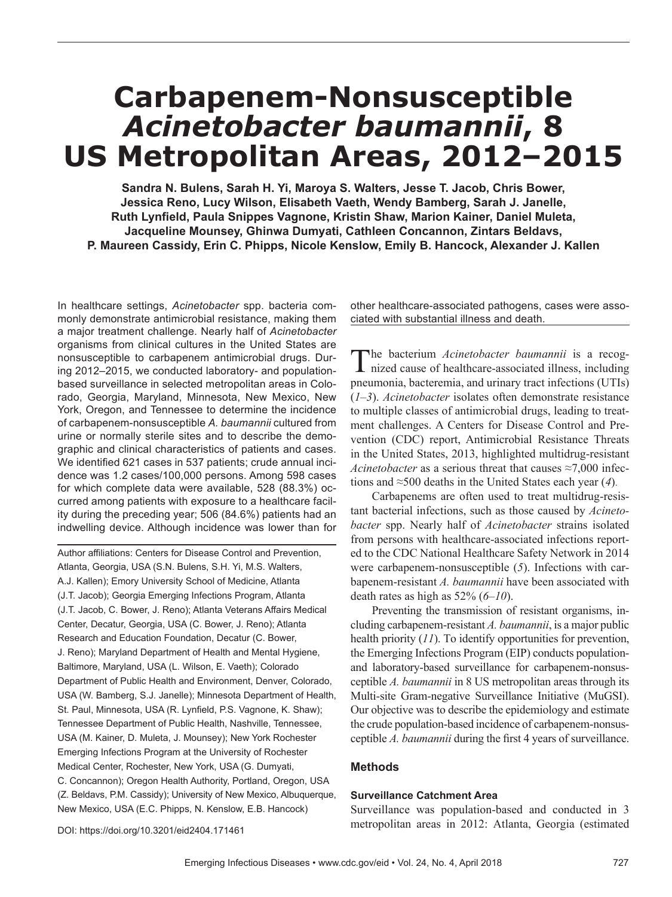# Carbapenem-Nonsusceptible *Acinetobacter baumannii*, 8 US Metropolitan Areas, 2012–2015

**Sandra N. Bulens, Sarah H. Yi, Maroya S. Walters, Jesse T. Jacob, Chris Bower, Jessica Reno, Lucy Wilson, Elisabeth Vaeth, Wendy Bamberg, Sarah J. Janelle, Ruth Lynfield, Paula Snippes Vagnone, Kristin Shaw, Marion Kainer, Daniel Muleta, Jacqueline Mounsey, Ghinwa Dumyati, Cathleen Concannon, Zintars Beldavs, P. Maureen Cassidy, Erin C. Phipps, Nicole Kenslow, Emily B. Hancock, Alexander J. Kallen**

In healthcare settings, *Acinetobacter* spp. bacteria commonly demonstrate antimicrobial resistance, making them a major treatment challenge. Nearly half of *Acinetobacter* organisms from clinical cultures in the United States are nonsusceptible to carbapenem antimicrobial drugs. During 2012–2015, we conducted laboratory- and population-based surveillance in selected metropolitan areas in Colorado, Georgia, Maryland, Minnesota, New Mexico, New York, Oregon, and Tennessee to determine the incidence of carbapenem-nonsusceptible *A. baumannii* cultured from urine or normally sterile sites and to describe the demographic and clinical characteristics of patients and cases. We identified 621 cases in 537 patients; crude annual incidence was 1.2 cases/100,000 persons. Among 598 cases for which complete data were available, 528 (88.3%) occurred among patients with exposure to a healthcare facility during the preceding year; 506 (84.6%) patients had an indwelling device. Although incidence was lower than for other healthcare-associated pathogens, cases were associated with substantial illness and death.

Author affiliations: Centers for Disease Control and Prevention, Atlanta, Georgia, USA (S.N. Bulens, S.H. Yi, M.S. Walters, A.J. Kallen); Emory University School of Medicine, Atlanta (J.T. Jacob); Georgia Emerging Infections Program, Atlanta (J.T. Jacob, C. Bower, J. Reno); Atlanta Veterans Affairs Medical Center, Decatur, Georgia, USA (C. Bower, J. Reno); Atlanta Research and Education Foundation, Decatur (C. Bower, J. Reno); Maryland Department of Health and Mental Hygiene, Baltimore, Maryland, USA (L. Wilson, E. Vaeth); Colorado Department of Public Health and Environment, Denver, Colorado, USA (W. Bamberg, S.J. Janelle); Minnesota Department of Health, St. Paul, Minnesota, USA (R. Lynfield, P.S. Vagnone, K. Shaw); Tennessee Department of Public Health, Nashville, Tennessee, USA (M. Kainer, D. Muleta, J. Mounsey); New York Rochester Emerging Infections Program at the University of Rochester Medical Center, Rochester, New York, USA (G. Dumyati, C. Concannon); Oregon Health Authority, Portland, Oregon, USA (Z. Beldavs, P.M. Cassidy); University of New Mexico, Albuquerque, New Mexico, USA (E.C. Phipps, N. Kenslow, E.B. Hancock)

DOI: https://doi.org/10.3201/eid2404.171461

The bacterium *Acinetobacter baumannii* is a recognized cause of healthcare-associated illness, including pneumonia, bacteremia, and urinary tract infections (UTIs) (*1–3*). *Acinetobacter* isolates often demonstrate resistance to multiple classes of antimicrobial drugs, leading to treatment challenges. A Centers for Disease Control and Prevention (CDC) report, Antimicrobial Resistance Threats in the United States, 2013, highlighted multidrug-resistant *Acinetobacter* as a serious threat that causes ≈7,000 infections and ≈500 deaths in the United States each year (*4*).

Carbapenems are often used to treat multidrug-resistant bacterial infections, such as those caused by *Acinetobacter* spp. Nearly half of *Acinetobacter* strains isolated from persons with healthcare-associated infections reported to the CDC National Healthcare Safety Network in 2014 were carbapenem-nonsusceptible (*5*). Infections with carbapenem-resistant *A. baumannii* have been associated with death rates as high as 52% (*6–10*).

Preventing the transmission of resistant organisms, including carbapenem-resistant *A. baumannii*, is a major public health priority (*11*). To identify opportunities for prevention, the Emerging Infections Program (EIP) conducts population- and laboratory-based surveillance for carbapenem-nonsusceptible *A. baumannii* in 8 US metropolitan areas through its Multi-site Gram-negative Surveillance Initiative (MuGSI). Our objective was to describe the epidemiology and estimate the crude population-based incidence of carbapenem-nonsusceptible *A. baumannii* during the first 4 years of surveillance.

## Methods

### Surveillance Catchment Area

Surveillance was population-based and conducted in 3 metropolitan areas in 2012: Atlanta, Georgia (estimated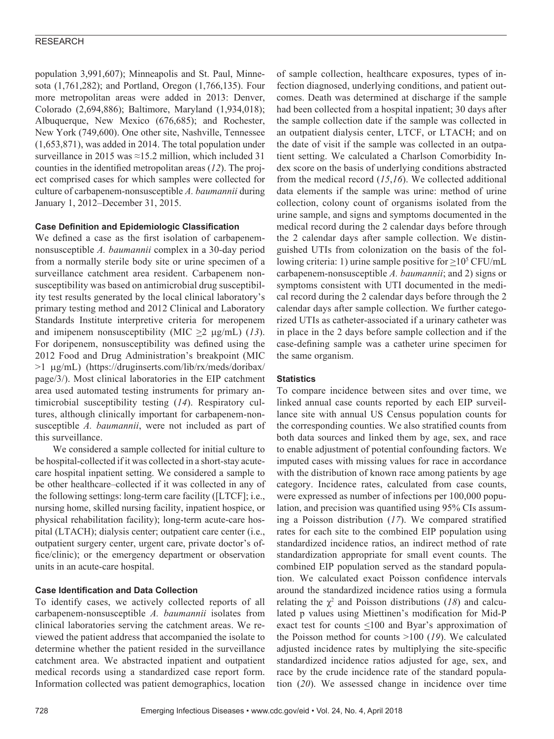population 3,991,607); Minneapolis and St. Paul, Minnesota (1,761,282); and Portland, Oregon (1,766,135). Four more metropolitan areas were added in 2013: Denver, Colorado (2,694,886); Baltimore, Maryland (1,934,018); Albuquerque, New Mexico (676,685); and Rochester, New York (749,600). One other site, Nashville, Tennessee (1,653,871), was added in 2014. The total population under surveillance in 2015 was ≈15.2 million, which included 31 counties in the identified metropolitan areas (*12*). The project comprised cases for which samples were collected for culture of carbapenem-nonsusceptible *A. baumannii* during January 1, 2012–December 31, 2015.

### Case Definition and Epidemiologic Classification

We defined a case as the first isolation of carbapenem-nonsusceptible *A. baumannii* complex in a 30-day period from a normally sterile body site or urine specimen of a surveillance catchment area resident. Carbapenem nonsusceptibility was based on antimicrobial drug susceptibility test results generated by the local clinical laboratory's primary testing method and 2012 Clinical and Laboratory Standards Institute interpretive criteria for meropenem and imipenem nonsusceptibility (MIC $\geq$2 μg/mL) (*13*). For doripenem, nonsusceptibility was defined using the 2012 Food and Drug Administration's breakpoint (MIC >1 μg/mL) (https://druginserts.com/lib/rx/meds/doribax/page/3/). Most clinical laboratories in the EIP catchment area used automated testing instruments for primary antimicrobial susceptibility testing (*14*). Respiratory cultures, although clinically important for carbapenem-nonsusceptible *A. baumannii*, were not included as part of this surveillance.

We considered a sample collected for initial culture to be hospital-collected if it was collected in a short-stay acute-care hospital inpatient setting. We considered a sample to be other healthcare–collected if it was collected in any of the following settings: long-term care facility ([LTCF]; i.e., nursing home, skilled nursing facility, inpatient hospice, or physical rehabilitation facility); long-term acute-care hospital (LTACH); dialysis center; outpatient care center (i.e., outpatient surgery center, urgent care, private doctor's office/clinic); or the emergency department or observation units in an acute-care hospital.

### Case Identification and Data Collection

To identify cases, we actively collected reports of all carbapenem-nonsusceptible *A. baumannii* isolates from clinical laboratories serving the catchment areas. We reviewed the patient address that accompanied the isolate to determine whether the patient resided in the surveillance catchment area. We abstracted inpatient and outpatient medical records using a standardized case report form. Information collected was patient demographics, location of sample collection, healthcare exposures, types of infection diagnosed, underlying conditions, and patient outcomes. Death was determined at discharge if the sample had been collected from a hospital inpatient; 30 days after the sample collection date if the sample was collected in an outpatient dialysis center, LTCF, or LTACH; and on the date of visit if the sample was collected in an outpatient setting. We calculated a Charlson Comorbidity Index score on the basis of underlying conditions abstracted from the medical record (*15*,*16*). We collected additional data elements if the sample was urine: method of urine collection, colony count of organisms isolated from the urine sample, and signs and symptoms documented in the medical record during the 2 calendar days before through the 2 calendar days after sample collection. We distinguished UTIs from colonization on the basis of the following criteria: 1) urine sample positive for $\geq 10^5$ CFU/mL carbapenem-nonsusceptible *A. baumannii*; and 2) signs or symptoms consistent with UTI documented in the medical record during the 2 calendar days before through the 2 calendar days after sample collection. We further categorized UTIs as catheter-associated if a urinary catheter was in place in the 2 days before sample collection and if the case-defining sample was a catheter urine specimen for the same organism.

### Statistics

To compare incidence between sites and over time, we linked annual case counts reported by each EIP surveillance site with annual US Census population counts for the corresponding counties. We also stratified counts from both data sources and linked them by age, sex, and race to enable adjustment of potential confounding factors. We imputed cases with missing values for race in accordance with the distribution of known race among patients by age category. Incidence rates, calculated from case counts, were expressed as number of infections per 100,000 population, and precision was quantified using 95% CIs assuming a Poisson distribution (*17*). We compared stratified rates for each site to the combined EIP population using standardized incidence ratios, an indirect method of rate standardization appropriate for small event counts. The combined EIP population served as the standard population. We calculated exact Poisson confidence intervals around the standardized incidence ratios using a formula relating the $\chi^2$ and Poisson distributions (*18*) and calculated p values using Miettinen's modification for Mid-P exact test for counts $\leq$100 and Byar's approximation of the Poisson method for counts >100 (*19*). We calculated adjusted incidence rates by multiplying the site-specific standardized incidence ratios adjusted for age, sex, and race by the crude incidence rate of the standard population (*20*). We assessed change in incidence over time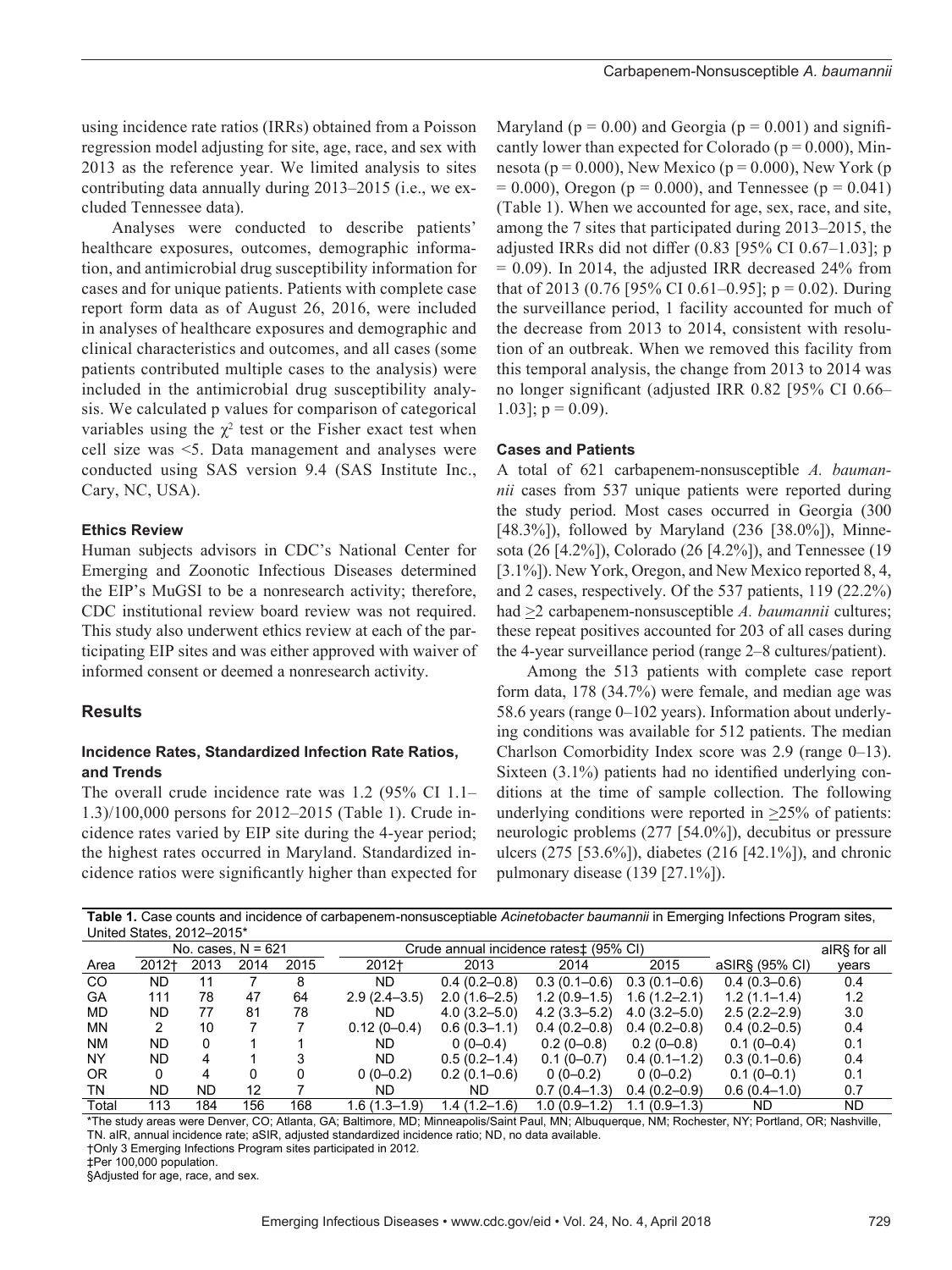using incidence rate ratios (IRRs) obtained from a Poisson regression model adjusting for site, age, race, and sex with 2013 as the reference year. We limited analysis to sites contributing data annually during 2013–2015 (i.e., we excluded Tennessee data).

Analyses were conducted to describe patients' healthcare exposures, outcomes, demographic information, and antimicrobial drug susceptibility information for cases and for unique patients. Patients with complete case report form data as of August 26, 2016, were included in analyses of healthcare exposures and demographic and clinical characteristics and outcomes, and all cases (some patients contributed multiple cases to the analysis) were included in the antimicrobial drug susceptibility analysis. We calculated p values for comparison of categorical variables using the $\chi^2$ test or the Fisher exact test when cell size was <5. Data management and analyses were conducted using SAS version 9.4 (SAS Institute Inc., Cary, NC, USA).

### Ethics Review

Human subjects advisors in CDC's National Center for Emerging and Zoonotic Infectious Diseases determined the EIP's MuGSI to be a nonresearch activity; therefore, CDC institutional review board review was not required. This study also underwent ethics review at each of the participating EIP sites and was either approved with waiver of informed consent or deemed a nonresearch activity.

## Results

### Incidence Rates, Standardized Infection Rate Ratios, and Trends

The overall crude incidence rate was 1.2 (95% CI 1.1–1.3)/100,000 persons for 2012–2015 (Table 1). Crude incidence rates varied by EIP site during the 4-year period; the highest rates occurred in Maryland. Standardized incidence ratios were significantly higher than expected for Maryland (p = 0.00) and Georgia (p = 0.001) and significantly lower than expected for Colorado (p = 0.000), Minnesota (p = 0.000), New Mexico (p = 0.000), New York (p = 0.000), Oregon (p = 0.000), and Tennessee (p = 0.041) (Table 1). When we accounted for age, sex, race, and site, among the 7 sites that participated during 2013–2015, the adjusted IRRs did not differ (0.83 [95% CI 0.67–1.03]; p = 0.09). In 2014, the adjusted IRR decreased 24% from that of 2013 (0.76 [95% CI 0.61–0.95]; p = 0.02). During the surveillance period, 1 facility accounted for much of the decrease from 2013 to 2014, consistent with resolution of an outbreak. When we removed this facility from this temporal analysis, the change from 2013 to 2014 was no longer significant (adjusted IRR 0.82 [95% CI 0.66–1.03]; p = 0.09).

### Cases and Patients

A total of 621 carbapenem-nonsusceptible *A. baumannii* cases from 537 unique patients were reported during the study period. Most cases occurred in Georgia (300 [48.3%]), followed by Maryland (236 [38.0%]), Minnesota (26 [4.2%]), Colorado (26 [4.2%]), and Tennessee (19 [3.1%]). New York, Oregon, and New Mexico reported 8, 4, and 2 cases, respectively. Of the 537 patients, 119 (22.2%) had ≥2 carbapenem-nonsusceptible *A. baumannii* cultures; these repeat positives accounted for 203 of all cases during the 4-year surveillance period (range 2–8 cultures/patient).

Among the 513 patients with complete case report form data, 178 (34.7%) were female, and median age was 58.6 years (range 0–102 years). Information about underlying conditions was available for 512 patients. The median Charlson Comorbidity Index score was 2.9 (range 0–13). Sixteen (3.1%) patients had no identified underlying conditions at the time of sample collection. The following underlying conditions were reported in ≥25% of patients: neurologic problems (277 [54.0%]), decubitus or pressure ulcers (275 [53.6%]), diabetes (216 [42.1%]), and chronic pulmonary disease (139 [27.1%]).

**Table 1.** Case counts and incidence of carbapenem-nonsusceptiable *Acinetobacter baumannii* in Emerging Infections Program sites, United States, 2012–2015*

| | No. cases, N = 621 | | | | Crude annual incidence rates‡ (95% CI) | | | | | aIR§ for all |
|---|---|---|---|---|---|---|---|---|---|---|
| Area | 2012† | 2013 | 2014 | 2015 | 2012† | 2013 | 2014 | 2015 | aSIR§ (95% CI) | years |
| CO | ND | 11 | 7 | 8 | ND | 0.4 (0.2–0.8) | 0.3 (0.1–0.6) | 0.3 (0.1–0.6) | 0.4 (0.3–0.6) | 0.4 |
| GA | 111 | 78 | 47 | 64 | 2.9 (2.4–3.5) | 2.0 (1.6–2.5) | 1.2 (0.9–1.5) | 1.6 (1.2–2.1) | 1.2 (1.1–1.4) | 1.2 |
| MD | ND | 77 | 81 | 78 | ND | 4.0 (3.2–5.0) | 4.2 (3.3–5.2) | 4.0 (3.2–5.0) | 2.5 (2.2–2.9) | 3.0 |
| MN | 2 | 10 | 7 | 7 | 0.12 (0–0.4) | 0.6 (0.3–1.1) | 0.4 (0.2–0.8) | 0.4 (0.2–0.8) | 0.4 (0.2–0.5) | 0.4 |
| NM | ND | 0 | 1 | 1 | ND | 0 (0–0.4) | 0.2 (0–0.8) | 0.2 (0–0.8) | 0.1 (0–0.4) | 0.1 |
| NY | ND | 4 | 1 | 3 | ND | 0.5 (0.2–1.4) | 0.1 (0–0.7) | 0.4 (0.1–1.2) | 0.3 (0.1–0.6) | 0.4 |
| OR | 0 | 4 | 0 | 0 | 0 (0–0.2) | 0.2 (0.1–0.6) | 0 (0–0.2) | 0 (0–0.2) | 0.1 (0–0.1) | 0.1 |
| TN | ND | ND | 12 | 7 | ND | ND | 0.7 (0.4–1.3) | 0.4 (0.2–0.9) | 0.6 (0.4–1.0) | 0.7 |
| Total | 113 | 184 | 156 | 168 | 1.6 (1.3–1.9) | 1.4 (1.2–1.6) | 1.0 (0.9–1.2) | 1.1 (0.9–1.3) | ND | ND |

*The study areas were Denver, CO; Atlanta, GA; Baltimore, MD; Minneapolis/Saint Paul, MN; Albuquerque, NM; Rochester, NY; Portland, OR; Nashville, TN. aIR, annual incidence rate; aSIR, adjusted standardized incidence ratio; ND, no data available.
†Only 3 Emerging Infections Program sites participated in 2012.
‡Per 100,000 population.
§Adjusted for age, race, and sex.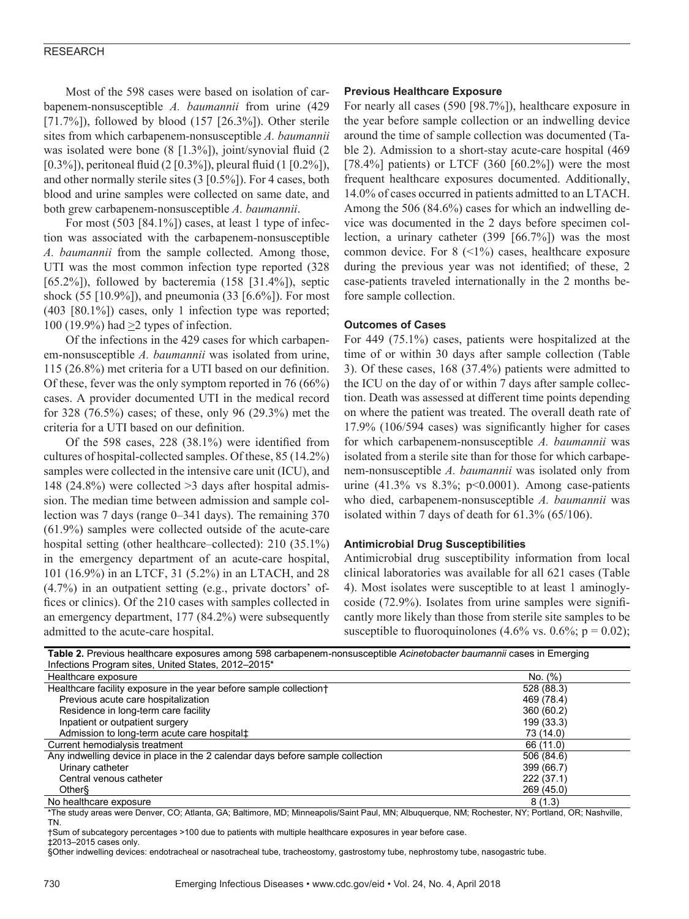Most of the 598 cases were based on isolation of carbapenem-nonsusceptible *A. baumannii* from urine (429 [71.7%]), followed by blood (157 [26.3%]). Other sterile sites from which carbapenem-nonsusceptible *A. baumannii* was isolated were bone (8 [1.3%]), joint/synovial fluid (2 [0.3%]), peritoneal fluid (2 [0.3%]), pleural fluid (1 [0.2%]), and other normally sterile sites (3 [0.5%]). For 4 cases, both blood and urine samples were collected on same date, and both grew carbapenem-nonsusceptible *A. baumannii*.

For most (503 [84.1%]) cases, at least 1 type of infection was associated with the carbapenem-nonsusceptible *A. baumannii* from the sample collected. Among those, UTI was the most common infection type reported (328 [65.2%]), followed by bacteremia (158 [31.4%]), septic shock (55 [10.9%]), and pneumonia (33 [6.6%]). For most (403 [80.1%]) cases, only 1 infection type was reported; 100 (19.9%) had ≥2 types of infection.

Of the infections in the 429 cases for which carbapenem-nonsusceptible *A. baumannii* was isolated from urine, 115 (26.8%) met criteria for a UTI based on our definition. Of these, fever was the only symptom reported in 76 (66%) cases. A provider documented UTI in the medical record for 328 (76.5%) cases; of these, only 96 (29.3%) met the criteria for a UTI based on our definition.

Of the 598 cases, 228 (38.1%) were identified from cultures of hospital-collected samples. Of these, 85 (14.2%) samples were collected in the intensive care unit (ICU), and 148 (24.8%) were collected >3 days after hospital admission. The median time between admission and sample collection was 7 days (range 0–341 days). The remaining 370 (61.9%) samples were collected outside of the acute-care hospital setting (other healthcare–collected): 210 (35.1%) in the emergency department of an acute-care hospital, 101 (16.9%) in an LTCF, 31 (5.2%) in an LTACH, and 28 (4.7%) in an outpatient setting (e.g., private doctors' offices or clinics). Of the 210 cases with samples collected in an emergency department, 177 (84.2%) were subsequently admitted to the acute-care hospital.

### Previous Healthcare Exposure

For nearly all cases (590 [98.7%]), healthcare exposure in the year before sample collection or an indwelling device around the time of sample collection was documented (Table 2). Admission to a short-stay acute-care hospital (469 [78.4%] patients) or LTCF (360 [60.2%]) were the most frequent healthcare exposures documented. Additionally, 14.0% of cases occurred in patients admitted to an LTACH. Among the 506 (84.6%) cases for which an indwelling device was documented in the 2 days before specimen collection, a urinary catheter (399 [66.7%]) was the most common device. For 8 (<1%) cases, healthcare exposure during the previous year was not identified; of these, 2 case-patients traveled internationally in the 2 months before sample collection.

### Outcomes of Cases

For 449 (75.1%) cases, patients were hospitalized at the time of or within 30 days after sample collection (Table 3). Of these cases, 168 (37.4%) patients were admitted to the ICU on the day of or within 7 days after sample collection. Death was assessed at different time points depending on where the patient was treated. The overall death rate of 17.9% (106/594 cases) was significantly higher for cases for which carbapenem-nonsusceptible *A. baumannii* was isolated from a sterile site than for those for which carbapenem-nonsusceptible *A. baumannii* was isolated only from urine (41.3% vs 8.3%; $p<0.0001$). Among case-patients who died, carbapenem-nonsusceptible *A. baumannii* was isolated within 7 days of death for 61.3% (65/106).

### Antimicrobial Drug Susceptibilities

Antimicrobial drug susceptibility information from local clinical laboratories was available for all 621 cases (Table 4). Most isolates were susceptible to at least 1 aminoglycoside (72.9%). Isolates from urine samples were significantly more likely than those from sterile site samples to be susceptible to fluoroquinolones (4.6% vs. 0.6%; $p = 0.02$);

**Table 2.** Previous healthcare exposures among 598 carbapenem-nonsusceptible *Acinetobacter baumannii* cases in Emerging Infections Program sites, United States, 2012–2015*

| Healthcare exposure | No. (%) |
|---|---|
| Healthcare facility exposure in the year before sample collection† | 528 (88.3) |
| Previous acute care hospitalization | 469 (78.4) |
| Residence in long-term care facility | 360 (60.2) |
| Inpatient or outpatient surgery | 199 (33.3) |
| Admission to long-term acute care hospital‡ | 73 (14.0) |
| Current hemodialysis treatment | 66 (11.0) |
| Any indwelling device in place in the 2 calendar days before sample collection | 506 (84.6) |
| Urinary catheter | 399 (66.7) |
| Central venous catheter | 222 (37.1) |
| Other§ | 269 (45.0) |
| No healthcare exposure | 8 (1.3) |

*The study areas were Denver, CO; Atlanta, GA; Baltimore, MD; Minneapolis/Saint Paul, MN; Albuquerque, NM; Rochester, NY; Portland, OR; Nashville, TN.

†Sum of subcategory percentages >100 due to patients with multiple healthcare exposures in year before case.

‡2013–2015 cases only.

§Other indwelling devices: endotracheal or nasotracheal tube, tracheostomy, gastrostomy tube, nephrostomy tube, nasogastric tube.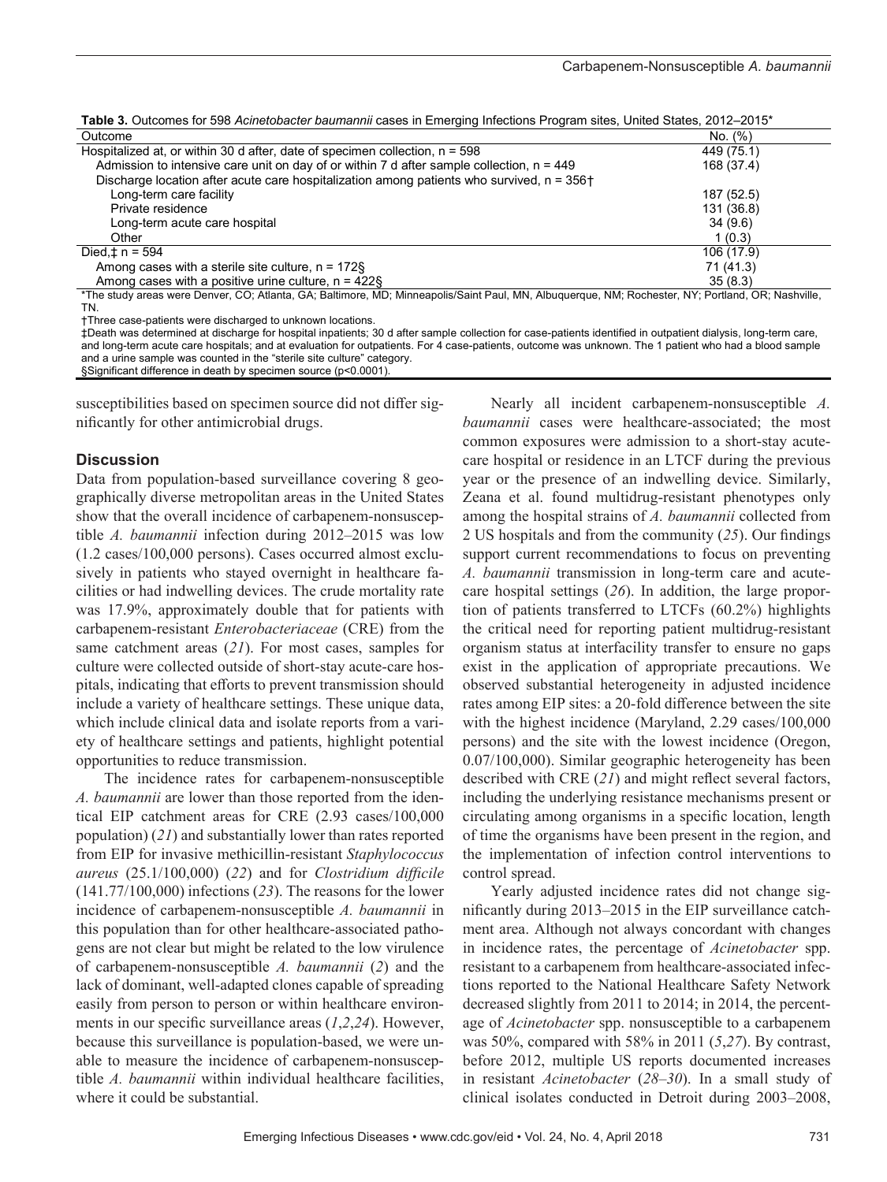**Table 3.** Outcomes for 598 *Acinetobacter baumannii* cases in Emerging Infections Program sites, United States, 2012–2015*

| Outcome | No. (%) |
|---|---|
| Hospitalized at, or within 30 d after, date of specimen collection, n = 598 | 449 (75.1) |
| Admission to intensive care unit on day of or within 7 d after sample collection, n = 449 | 168 (37.4) |
| Discharge location after acute care hospitalization among patients who survived, n = 356† | |
| Long-term care facility | 187 (52.5) |
| Private residence | 131 (36.8) |
| Long-term acute care hospital | 34 (9.6) |
| Other | 1 (0.3) |
| Died,‡ n = 594 | 106 (17.9) |
| Among cases with a sterile site culture, n = 172§ | 71 (41.3) |
| Among cases with a positive urine culture, n = 422§ | 35 (8.3) |

*The study areas were Denver, CO; Atlanta, GA; Baltimore, MD; Minneapolis/Saint Paul, MN, Albuquerque, NM; Rochester, NY; Portland, OR; Nashville, TN.

†Three case-patients were discharged to unknown locations.

‡Death was determined at discharge for hospital inpatients; 30 d after sample collection for case-patients identified in outpatient dialysis, long-term care, and long-term acute care hospitals; and at evaluation for outpatients. For 4 case-patients, outcome was unknown. The 1 patient who had a blood sample and a urine sample was counted in the "sterile site culture" category.

§Significant difference in death by specimen source (p<0.0001).

susceptibilities based on specimen source did not differ significantly for other antimicrobial drugs.

## Discussion

Data from population-based surveillance covering 8 geographically diverse metropolitan areas in the United States show that the overall incidence of carbapenem-nonsusceptible *A. baumannii* infection during 2012–2015 was low (1.2 cases/100,000 persons). Cases occurred almost exclusively in patients who stayed overnight in healthcare facilities or had indwelling devices. The crude mortality rate was 17.9%, approximately double that for patients with carbapenem-resistant *Enterobacteriaceae* (CRE) from the same catchment areas (*21*). For most cases, samples for culture were collected outside of short-stay acute-care hospitals, indicating that efforts to prevent transmission should include a variety of healthcare settings. These unique data, which include clinical data and isolate reports from a variety of healthcare settings and patients, highlight potential opportunities to reduce transmission.

The incidence rates for carbapenem-nonsusceptible *A. baumannii* are lower than those reported from the identical EIP catchment areas for CRE (2.93 cases/100,000 population) (*21*) and substantially lower than rates reported from EIP for invasive methicillin-resistant *Staphylococcus aureus* (25.1/100,000) (*22*) and for *Clostridium difficile* (141.77/100,000) infections (*23*). The reasons for the lower incidence of carbapenem-nonsusceptible *A. baumannii* in this population than for other healthcare-associated pathogens are not clear but might be related to the low virulence of carbapenem-nonsusceptible *A. baumannii* (*2*) and the lack of dominant, well-adapted clones capable of spreading easily from person to person or within healthcare environments in our specific surveillance areas (*1*,*2*,*24*). However, because this surveillance is population-based, we were unable to measure the incidence of carbapenem-nonsusceptible *A. baumannii* within individual healthcare facilities, where it could be substantial.

Nearly all incident carbapenem-nonsusceptible *A. baumannii* cases were healthcare-associated; the most common exposures were admission to a short-stay acute-care hospital or residence in an LTCF during the previous year or the presence of an indwelling device. Similarly, Zeana et al. found multidrug-resistant phenotypes only among the hospital strains of *A. baumannii* collected from 2 US hospitals and from the community (*25*). Our findings support current recommendations to focus on preventing *A. baumannii* transmission in long-term care and acute-care hospital settings (*26*). In addition, the large proportion of patients transferred to LTCFs (60.2%) highlights the critical need for reporting patient multidrug-resistant organism status at interfacility transfer to ensure no gaps exist in the application of appropriate precautions. We observed substantial heterogeneity in adjusted incidence rates among EIP sites: a 20-fold difference between the site with the highest incidence (Maryland, 2.29 cases/100,000 persons) and the site with the lowest incidence (Oregon, 0.07/100,000). Similar geographic heterogeneity has been described with CRE (*21*) and might reflect several factors, including the underlying resistance mechanisms present or circulating among organisms in a specific location, length of time the organisms have been present in the region, and the implementation of infection control interventions to control spread.

Yearly adjusted incidence rates did not change significantly during 2013–2015 in the EIP surveillance catchment area. Although not always concordant with changes in incidence rates, the percentage of *Acinetobacter* spp. resistant to a carbapenem from healthcare-associated infections reported to the National Healthcare Safety Network decreased slightly from 2011 to 2014; in 2014, the percentage of *Acinetobacter* spp. nonsusceptible to a carbapenem was 50%, compared with 58% in 2011 (*5*,*27*). By contrast, before 2012, multiple US reports documented increases in resistant *Acinetobacter* (*28–30*). In a small study of clinical isolates conducted in Detroit during 2003–2008,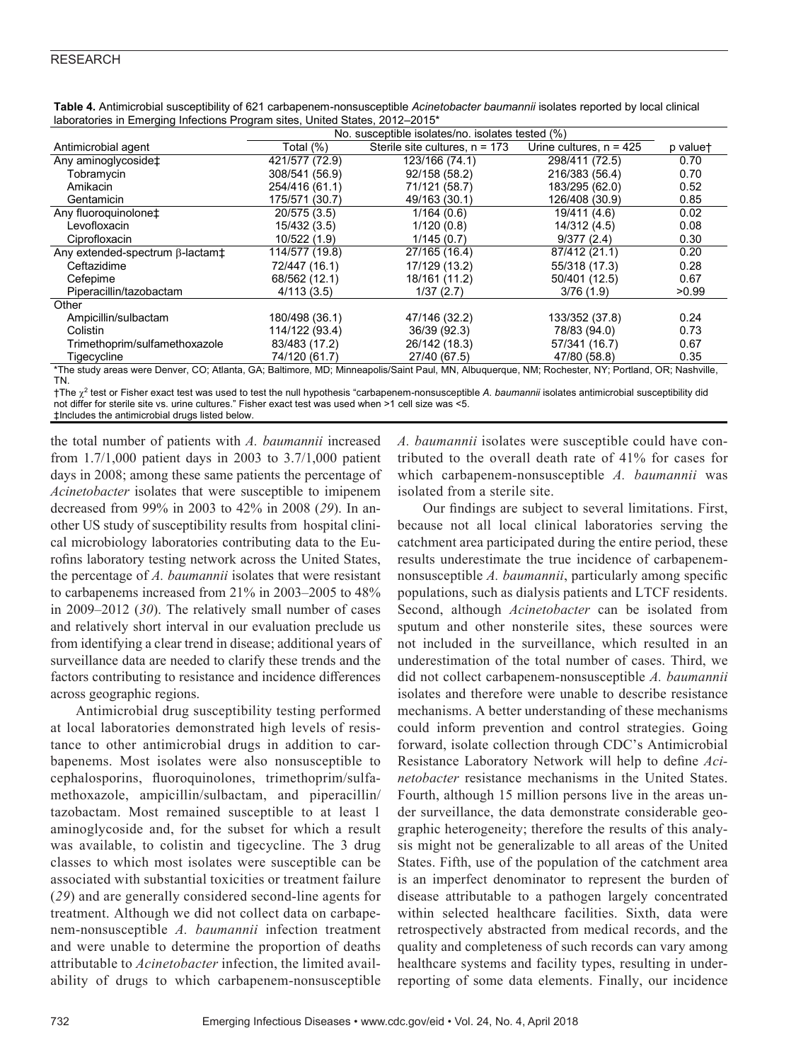**Table 4.** Antimicrobial susceptibility of 621 carbapenem-nonsusceptible *Acinetobacter baumannii* isolates reported by local clinical laboratories in Emerging Infections Program sites, United States, 2012–2015*

| Antimicrobial agent | No. susceptible isolates/no. isolates tested (%) | | | |
|---|---|---|---|---|
| | Total (%) | Sterile site cultures, n = 173 | Urine cultures, n = 425 | p value† |
| Any aminoglycoside‡ | 421/577 (72.9) | 123/166 (74.1) | 298/411 (72.5) | 0.70 |
| Tobramycin | 308/541 (56.9) | 92/158 (58.2) | 216/383 (56.4) | 0.70 |
| Amikacin | 254/416 (61.1) | 71/121 (58.7) | 183/295 (62.0) | 0.52 |
| Gentamicin | 175/571 (30.7) | 49/163 (30.1) | 126/408 (30.9) | 0.85 |
| Any fluoroquinolone‡ | 20/575 (3.5) | 1/164 (0.6) | 19/411 (4.6) | 0.02 |
| Levofloxacin | 15/432 (3.5) | 1/120 (0.8) | 14/312 (4.5) | 0.08 |
| Ciprofloxacin | 10/522 (1.9) | 1/145 (0.7) | 9/377 (2.4) | 0.30 |
| Any extended-spectrum β-lactam‡ | 114/577 (19.8) | 27/165 (16.4) | 87/412 (21.1) | 0.20 |
| Ceftazidime | 72/447 (16.1) | 17/129 (13.2) | 55/318 (17.3) | 0.28 |
| Cefepime | 68/562 (12.1) | 18/161 (11.2) | 50/401 (12.5) | 0.67 |
| Piperacillin/tazobactam | 4/113 (3.5) | 1/37 (2.7) | 3/76 (1.9) | >0.99 |
| Other | | | | |
| Ampicillin/sulbactam | 180/498 (36.1) | 47/146 (32.2) | 133/352 (37.8) | 0.24 |
| Colistin | 114/122 (93.4) | 36/39 (92.3) | 78/83 (94.0) | 0.73 |
| Trimethoprim/sulfamethoxazole | 83/483 (17.2) | 26/142 (18.3) | 57/341 (16.7) | 0.67 |
| Tigecycline | 74/120 (61.7) | 27/40 (67.5) | 47/80 (58.8) | 0.35 |

*The study areas were Denver, CO; Atlanta, GA; Baltimore, MD; Minneapolis/Saint Paul, MN, Albuquerque, NM; Rochester, NY; Portland, OR; Nashville, TN.

†The $\chi^2$ test or Fisher exact test was used to test the null hypothesis "carbapenem-nonsusceptible *A. baumannii* isolates antimicrobial susceptibility did not differ for sterile site vs. urine cultures." Fisher exact test was used when >1 cell size was <5.

‡Includes the antimicrobial drugs listed below.

the total number of patients with *A. baumannii* increased from 1.7/1,000 patient days in 2003 to 3.7/1,000 patient days in 2008; among these same patients the percentage of *Acinetobacter* isolates that were susceptible to imipenem decreased from 99% in 2003 to 42% in 2008 (*29*). In another US study of susceptibility results from hospital clinical microbiology laboratories contributing data to the Eurofins laboratory testing network across the United States, the percentage of *A. baumannii* isolates that were resistant to carbapenems increased from 21% in 2003–2005 to 48% in 2009–2012 (*30*). The relatively small number of cases and relatively short interval in our evaluation preclude us from identifying a clear trend in disease; additional years of surveillance data are needed to clarify these trends and the factors contributing to resistance and incidence differences across geographic regions.

Antimicrobial drug susceptibility testing performed at local laboratories demonstrated high levels of resistance to other antimicrobial drugs in addition to carbapenems. Most isolates were also nonsusceptible to cephalosporins, fluoroquinolones, trimethoprim/sulfamethoxazole, ampicillin/sulbactam, and piperacillin/tazobactam. Most remained susceptible to at least 1 aminoglycoside and, for the subset for which a result was available, to colistin and tigecycline. The 3 drug classes to which most isolates were susceptible can be associated with substantial toxicities or treatment failure (*29*) and are generally considered second-line agents for treatment. Although we did not collect data on carbapenem-nonsusceptible *A. baumannii* infection treatment and were unable to determine the proportion of deaths attributable to *Acinetobacter* infection, the limited availability of drugs to which carbapenem-nonsusceptible *A. baumannii* isolates were susceptible could have contributed to the overall death rate of 41% for cases for which carbapenem-nonsusceptible *A. baumannii* was isolated from a sterile site.

Our findings are subject to several limitations. First, because not all local clinical laboratories serving the catchment area participated during the entire period, these results underestimate the true incidence of carbapenem-nonsusceptible *A. baumannii*, particularly among specific populations, such as dialysis patients and LTCF residents. Second, although *Acinetobacter* can be isolated from sputum and other nonsterile sites, these sources were not included in the surveillance, which resulted in an underestimation of the total number of cases. Third, we did not collect carbapenem-nonsusceptible *A. baumannii* isolates and therefore were unable to describe resistance mechanisms. A better understanding of these mechanisms could inform prevention and control strategies. Going forward, isolate collection through CDC's Antimicrobial Resistance Laboratory Network will help to define *Acinetobacter* resistance mechanisms in the United States. Fourth, although 15 million persons live in the areas under surveillance, the data demonstrate considerable geographic heterogeneity; therefore the results of this analysis might not be generalizable to all areas of the United States. Fifth, use of the population of the catchment area is an imperfect denominator to represent the burden of disease attributable to a pathogen largely concentrated within selected healthcare facilities. Sixth, data were retrospectively abstracted from medical records, and the quality and completeness of such records can vary among healthcare systems and facility types, resulting in underreporting of some data elements. Finally, our incidence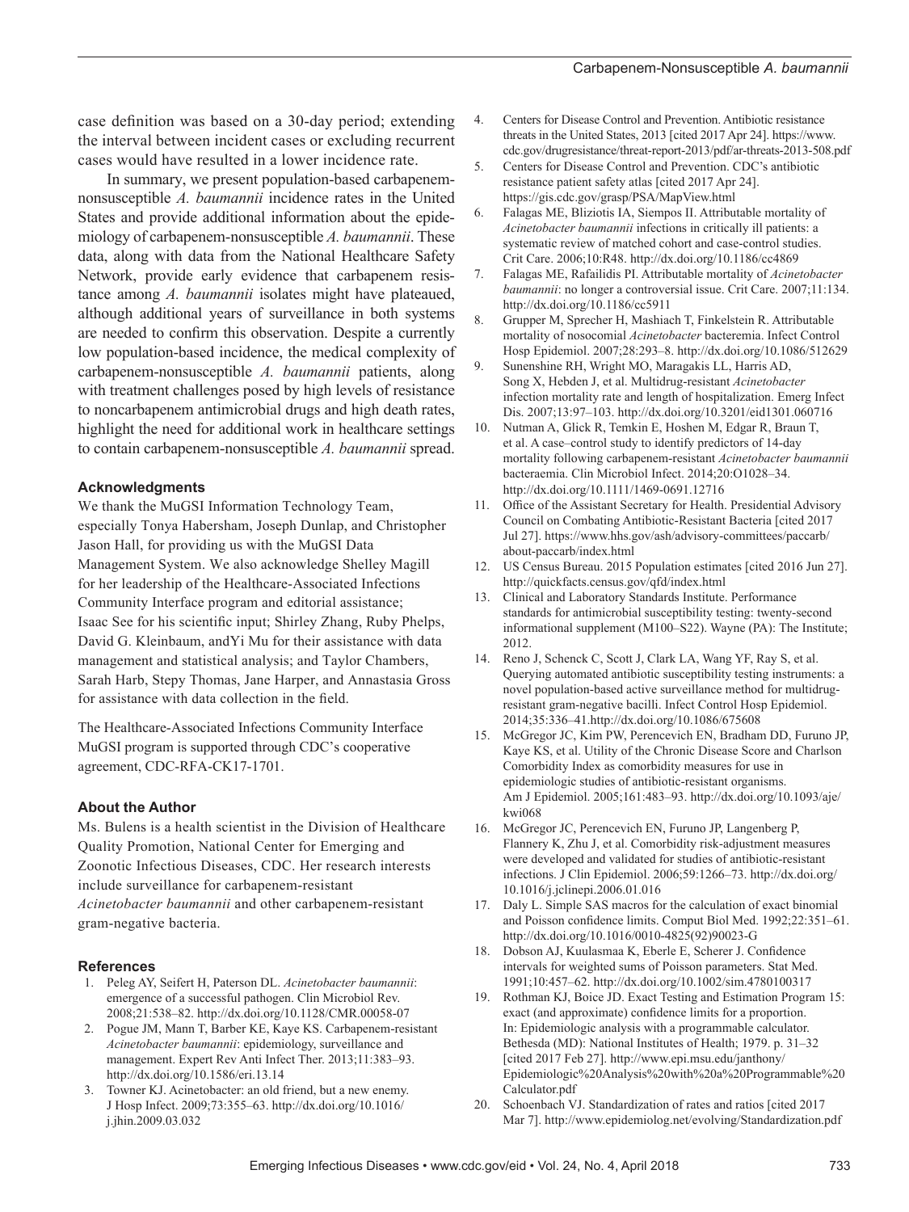case definition was based on a 30-day period; extending the interval between incident cases or excluding recurrent cases would have resulted in a lower incidence rate.

In summary, we present population-based carbapenem-nonsusceptible *A. baumannii* incidence rates in the United States and provide additional information about the epidemiology of carbapenem-nonsusceptible *A. baumannii*. These data, along with data from the National Healthcare Safety Network, provide early evidence that carbapenem resistance among *A. baumannii* isolates might have plateaued, although additional years of surveillance in both systems are needed to confirm this observation. Despite a currently low population-based incidence, the medical complexity of carbapenem-nonsusceptible *A. baumannii* patients, along with treatment challenges posed by high levels of resistance to noncarbapenem antimicrobial drugs and high death rates, highlight the need for additional work in healthcare settings to contain carbapenem-nonsusceptible *A. baumannii* spread.

### Acknowledgments

We thank the MuGSI Information Technology Team, especially Tonya Habersham, Joseph Dunlap, and Christopher Jason Hall, for providing us with the MuGSI Data Management System. We also acknowledge Shelley Magill for her leadership of the Healthcare-Associated Infections Community Interface program and editorial assistance; Isaac See for his scientific input; Shirley Zhang, Ruby Phelps, David G. Kleinbaum, andYi Mu for their assistance with data management and statistical analysis; and Taylor Chambers, Sarah Harb, Stepy Thomas, Jane Harper, and Annastasia Gross for assistance with data collection in the field.

The Healthcare-Associated Infections Community Interface MuGSI program is supported through CDC's cooperative agreement, CDC-RFA-CK17-1701.

### About the Author

Ms. Bulens is a health scientist in the Division of Healthcare Quality Promotion, National Center for Emerging and Zoonotic Infectious Diseases, CDC. Her research interests include surveillance for carbapenem-resistant *Acinetobacter baumannii* and other carbapenem-resistant gram-negative bacteria.

### References

1. Peleg AY, Seifert H, Paterson DL. *Acinetobacter baumannii*: emergence of a successful pathogen. Clin Microbiol Rev. 2008;21:538–82. http://dx.doi.org/10.1128/CMR.00058-07
2. Pogue JM, Mann T, Barber KE, Kaye KS. Carbapenem-resistant *Acinetobacter baumannii*: epidemiology, surveillance and management. Expert Rev Anti Infect Ther. 2013;11:383–93. http://dx.doi.org/10.1586/eri.13.14
3. Towner KJ. Acinetobacter: an old friend, but a new enemy. J Hosp Infect. 2009;73:355–63. http://dx.doi.org/10.1016/j.jhin.2009.03.032
4. Centers for Disease Control and Prevention. Antibiotic resistance threats in the United States, 2013 [cited 2017 Apr 24]. https://www.cdc.gov/drugresistance/threat-report-2013/pdf/ar-threats-2013-508.pdf
5. Centers for Disease Control and Prevention. CDC's antibiotic resistance patient safety atlas [cited 2017 Apr 24]. https://gis.cdc.gov/grasp/PSA/MapView.html
6. Falagas ME, Bliziotis IA, Siempos II. Attributable mortality of *Acinetobacter baumannii* infections in critically ill patients: a systematic review of matched cohort and case-control studies. Crit Care. 2006;10:R48. http://dx.doi.org/10.1186/cc4869
7. Falagas ME, Rafailidis PI. Attributable mortality of *Acinetobacter baumannii*: no longer a controversial issue. Crit Care. 2007;11:134. http://dx.doi.org/10.1186/cc5911
8. Grupper M, Sprecher H, Mashiach T, Finkelstein R. Attributable mortality of nosocomial *Acinetobacter* bacteremia. Infect Control Hosp Epidemiol. 2007;28:293–8. http://dx.doi.org/10.1086/512629
9. Sunenshine RH, Wright MO, Maragakis LL, Harris AD, Song X, Hebden J, et al. Multidrug-resistant *Acinetobacter* infection mortality rate and length of hospitalization. Emerg Infect Dis. 2007;13:97–103. http://dx.doi.org/10.3201/eid1301.060716
10. Nutman A, Glick R, Temkin E, Hoshen M, Edgar R, Braun T, et al. A case–control study to identify predictors of 14-day mortality following carbapenem-resistant *Acinetobacter baumannii* bacteraemia. Clin Microbiol Infect. 2014;20:O1028–34. http://dx.doi.org/10.1111/1469-0691.12716
11. Office of the Assistant Secretary for Health. Presidential Advisory Council on Combating Antibiotic-Resistant Bacteria [cited 2017 Jul 27]. https://www.hhs.gov/ash/advisory-committees/paccarb/about-paccarb/index.html
12. US Census Bureau. 2015 Population estimates [cited 2016 Jun 27]. http://quickfacts.census.gov/qfd/index.html
13. Clinical and Laboratory Standards Institute. Performance standards for antimicrobial susceptibility testing: twenty-second informational supplement (M100–S22). Wayne (PA): The Institute; 2012.
14. Reno J, Schenck C, Scott J, Clark LA, Wang YF, Ray S, et al. Querying automated antibiotic susceptibility testing instruments: a novel population-based active surveillance method for multidrug-resistant gram-negative bacilli. Infect Control Hosp Epidemiol. 2014;35:336–41.http://dx.doi.org/10.1086/675608
15. McGregor JC, Kim PW, Perencevich EN, Bradham DD, Furuno JP, Kaye KS, et al. Utility of the Chronic Disease Score and Charlson Comorbidity Index as comorbidity measures for use in epidemiologic studies of antibiotic-resistant organisms. Am J Epidemiol. 2005;161:483–93. http://dx.doi.org/10.1093/aje/kwi068
16. McGregor JC, Perencevich EN, Furuno JP, Langenberg P, Flannery K, Zhu J, et al. Comorbidity risk-adjustment measures were developed and validated for studies of antibiotic-resistant infections. J Clin Epidemiol. 2006;59:1266–73. http://dx.doi.org/10.1016/j.jclinepi.2006.01.016
17. Daly L. Simple SAS macros for the calculation of exact binomial and Poisson confidence limits. Comput Biol Med. 1992;22:351–61. http://dx.doi.org/10.1016/0010-4825(92)90023-G
18. Dobson AJ, Kuulasmaa K, Eberle E, Scherer J. Confidence intervals for weighted sums of Poisson parameters. Stat Med. 1991;10:457–62. http://dx.doi.org/10.1002/sim.4780100317
19. Rothman KJ, Boice JD. Exact Testing and Estimation Program 15: exact (and approximate) confidence limits for a proportion. In: Epidemiologic analysis with a programmable calculator. Bethesda (MD): National Institutes of Health; 1979. p. 31–32 [cited 2017 Feb 27]. http://www.epi.msu.edu/janthony/Epidemiologic%20Analysis%20with%20a%20Programmable%20Calculator.pdf
20. Schoenbach VJ. Standardization of rates and ratios [cited 2017 Mar 7]. http://www.epidemiolog.net/evolving/Standardization.pdf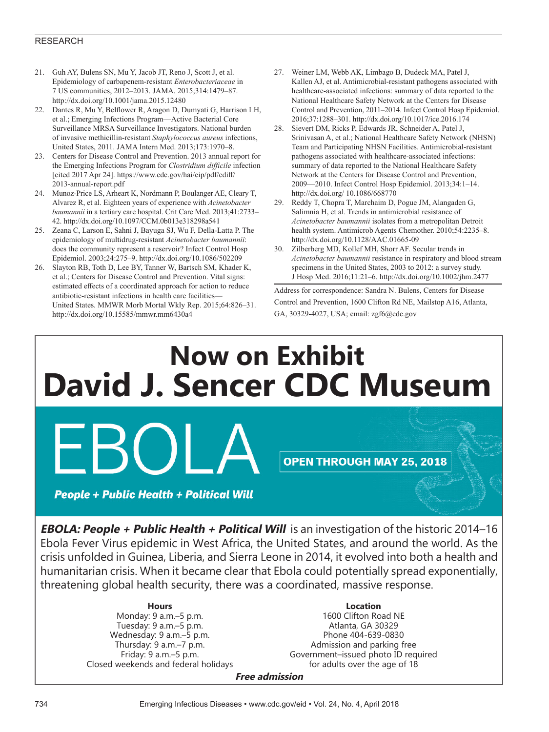21. Guh AY, Bulens SN, Mu Y, Jacob JT, Reno J, Scott J, et al. Epidemiology of carbapenem-resistant *Enterobacteriaceae* in 7 US communities, 2012–2013. JAMA. 2015;314:1479–87. http://dx.doi.org/10.1001/jama.2015.12480
22. Dantes R, Mu Y, Belflower R, Aragon D, Dumyati G, Harrison LH, et al.; Emerging Infections Program—Active Bacterial Core Surveillance MRSA Surveillance Investigators. National burden of invasive methicillin-resistant *Staphylococcus aureus* infections, United States, 2011. JAMA Intern Med. 2013;173:1970–8.
23. Centers for Disease Control and Prevention. 2013 annual report for the Emerging Infections Program for *Clostridium difficile* infection [cited 2017 Apr 24]. https://www.cdc.gov/hai/eip/pdf/cdiff/2013-annual-report.pdf
24. Munoz-Price LS, Arheart K, Nordmann P, Boulanger AE, Cleary T, Alvarez R, et al. Eighteen years of experience with *Acinetobacter baumannii* in a tertiary care hospital. Crit Care Med. 2013;41:2733–42. http://dx.doi.org/10.1097/CCM.0b013e318298a541
25. Zeana C, Larson E, Sahni J, Bayuga SJ, Wu F, Della-Latta P. The epidemiology of multidrug-resistant *Acinetobacter baumannii*: does the community represent a reservoir? Infect Control Hosp Epidemiol. 2003;24:275–9. http://dx.doi.org/10.1086/502209
26. Slayton RB, Toth D, Lee BY, Tanner W, Bartsch SM, Khader K, et al.; Centers for Disease Control and Prevention. Vital signs: estimated effects of a coordinated approach for action to reduce antibiotic-resistant infections in health care facilities—United States. MMWR Morb Mortal Wkly Rep. 2015;64:826–31. http://dx.doi.org/10.15585/mmwr.mm6430a4
27. Weiner LM, Webb AK, Limbago B, Dudeck MA, Patel J, Kallen AJ, et al. Antimicrobial-resistant pathogens associated with healthcare-associated infections: summary of data reported to the National Healthcare Safety Network at the Centers for Disease Control and Prevention, 2011–2014. Infect Control Hosp Epidemiol. 2016;37:1288–301. http://dx.doi.org/10.1017/ice.2016.174
28. Sievert DM, Ricks P, Edwards JR, Schneider A, Patel J, Srinivasan A, et al.; National Healthcare Safety Network (NHSN) Team and Participating NHSN Facilities. Antimicrobial-resistant pathogens associated with healthcare-associated infections: summary of data reported to the National Healthcare Safety Network at the Centers for Disease Control and Prevention, 2009—2010. Infect Control Hosp Epidemiol. 2013;34:1–14. http://dx.doi.org/ 10.1086/668770
29. Reddy T, Chopra T, Marchaim D, Pogue JM, Alangaden G, Salimnia H, et al. Trends in antimicrobial resistance of *Acinetobacter baumannii* isolates from a metropolitan Detroit health system. Antimicrob Agents Chemother. 2010;54:2235–8. http://dx.doi.org/10.1128/AAC.01665-09
30. Zilberberg MD, Kollef MH, Shorr AF. Secular trends in *Acinetobacter baumannii* resistance in respiratory and blood stream specimens in the United States, 2003 to 2012: a survey study. J Hosp Med. 2016;11:21–6. http://dx.doi.org/10.1002/jhm.2477

Address for correspondence: Sandra N. Bulens, Centers for Disease Control and Prevention, 1600 Clifton Rd NE, Mailstop A16, Atlanta, GA, 30329-4027, USA; email: zgf6@cdc.gov

# Now on Exhibit
# David J. Sencer CDC Museum

EBOLA

OPEN THROUGH MAY 25, 2018

***People + Public Health + Political Will***

***EBOLA: People + Public Health + Political Will*** is an investigation of the historic 2014–16 Ebola Fever Virus epidemic in West Africa, the United States, and around the world. As the crisis unfolded in Guinea, Liberia, and Sierra Leone in 2014, it evolved into both a health and humanitarian crisis. When it became clear that Ebola could potentially spread exponentially, threatening global health security, there was a coordinated, massive response.

**Hours**
Monday: 9 a.m.–5 p.m.
Tuesday: 9 a.m.–5 p.m.
Wednesday: 9 a.m.–5 p.m.
Thursday: 9 a.m.–7 p.m.
Friday: 9 a.m.–5 p.m.
Closed weekends and federal holidays

**Location**
1600 Clifton Road NE
Atlanta, GA 30329
Phone 404-639-0830
Admission and parking free
Government–issued photo ID required for adults over the age of 18

***Free admission***